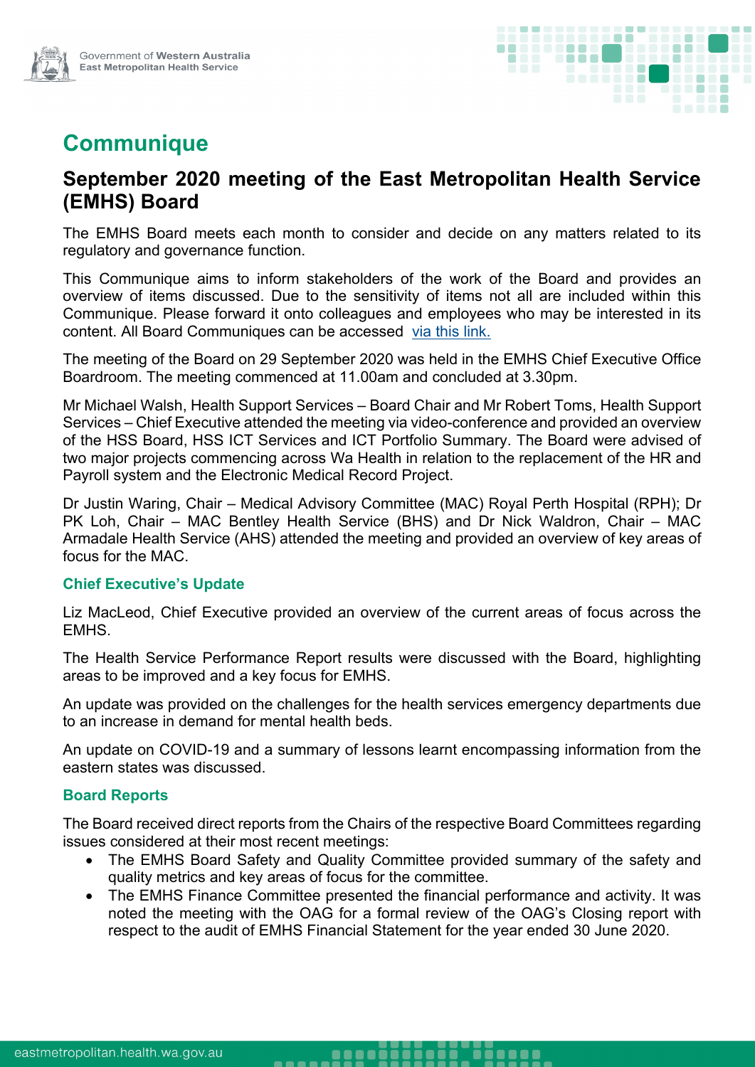# Communique

## September 2020 meeting of the East Metropolitan Health Service (EMHS) Board

The EMHS Board meets each month to consider and decide on any matters related to its regulatory and governance function.

This Communique aims to inform stakeholders of the work of the Board and provides an overview of items discussed. Due to the sensitivity of items not all are included within this Communique. Please forward it onto colleagues and employees who may be interested in its content. All Board Communiques can be accessed via this link.

The meeting of the Board on 29 September 2020 was held in the EMHS Chief Executive Office Boardroom. The meeting commenced at 11.00am and concluded at 3.30pm.

Mr Michael Walsh, Health Support Services – Board Chair and Mr Robert Toms, Health Support Services – Chief Executive attended the meeting via video-conference and provided an overview of the HSS Board, HSS ICT Services and ICT Portfolio Summary. The Board were advised of two major projects commencing across Wa Health in relation to the replacement of the HR and Payroll system and the Electronic Medical Record Project.

Dr Justin Waring, Chair – Medical Advisory Committee (MAC) Royal Perth Hospital (RPH); Dr PK Loh, Chair – MAC Bentley Health Service (BHS) and Dr Nick Waldron, Chair – MAC Armadale Health Service (AHS) attended the meeting and provided an overview of key areas of focus for the MAC.

### Chief Executive's Update

Liz MacLeod, Chief Executive provided an overview of the current areas of focus across the EMHS.

The Health Service Performance Report results were discussed with the Board, highlighting areas to be improved and a key focus for EMHS.

An update was provided on the challenges for the health services emergency departments due to an increase in demand for mental health beds.

An update on COVID-19 and a summary of lessons learnt encompassing information from the eastern states was discussed.

### Board Reports

The Board received direct reports from the Chairs of the respective Board Committees regarding issues considered at their most recent meetings:

- The EMHS Board Safety and Quality Committee provided summary of the safety and quality metrics and key areas of focus for the committee.
- The EMHS Finance Committee presented the financial performance and activity. It was noted the meeting with the OAG for a formal review of the OAG's Closing report with respect to the audit of EMHS Financial Statement for the year ended 30 June 2020.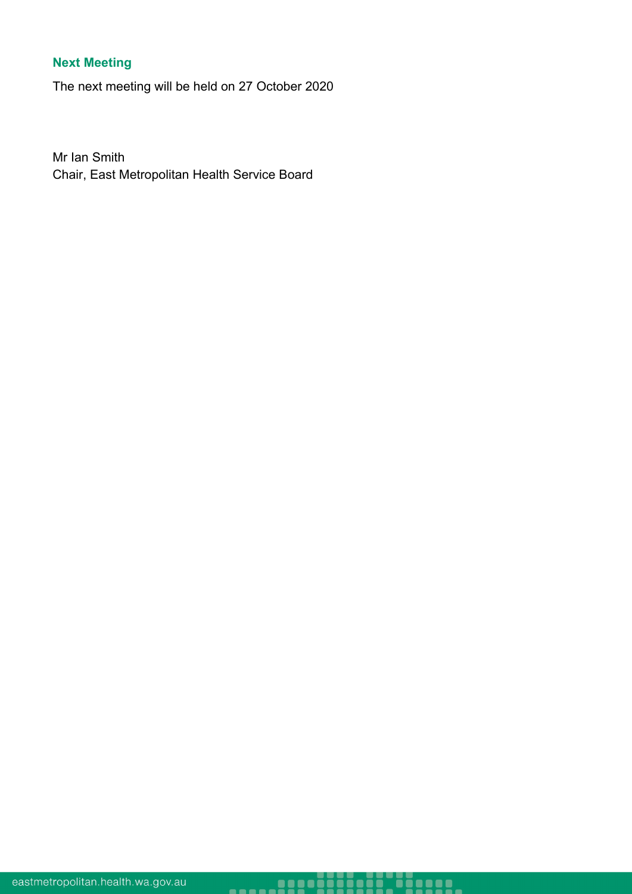## Next Meeting

The next meeting will be held on 27 October 2020

Mr Ian Smith
Chair, East Metropolitan Health Service Board